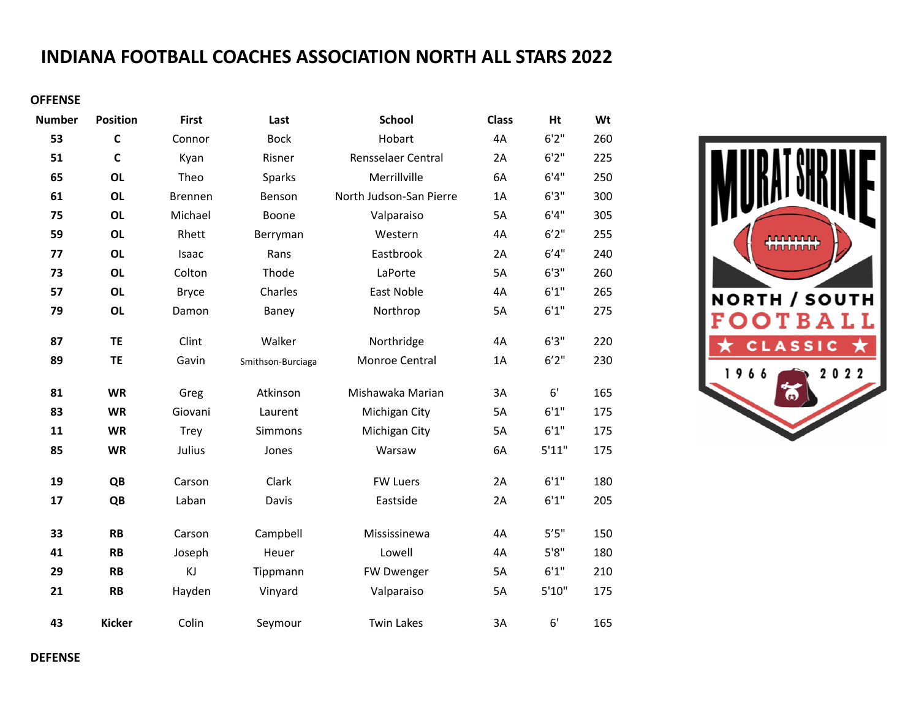# INDIANA FOOTBALL COACHES ASSOCIATION NORTH ALL STARS 2022

## OFFENSE

| Number | Position | First | Last | School | Class | Ht | Wt |
|---|---|---|---|---|---|---|---|
| 53 | C | Connor | Bock | Hobart | 4A | 6'2" | 260 |
| 51 | C | Kyan | Risner | Rensselaer Central | 2A | 6'2" | 225 |
| 65 | OL | Theo | Sparks | Merrillville | 6A | 6'4" | 250 |
| 61 | OL | Brennen | Benson | North Judson-San Pierre | 1A | 6'3" | 300 |
| 75 | OL | Michael | Boone | Valparaiso | 5A | 6'4" | 305 |
| 59 | OL | Rhett | Berryman | Western | 4A | 6’2" | 255 |
| 77 | OL | Isaac | Rans | Eastbrook | 2A | 6’4" | 240 |
| 73 | OL | Colton | Thode | LaPorte | 5A | 6'3" | 260 |
| 57 | OL | Bryce | Charles | East Noble | 4A | 6'1" | 265 |
| 79 | OL | Damon | Baney | Northrop | 5A | 6'1" | 275 |
| 87 | TE | Clint | Walker | Northridge | 4A | 6'3" | 220 |
| 89 | TE | Gavin | Smithson-Burciaga | Monroe Central | 1A | 6’2" | 230 |
| 81 | WR | Greg | Atkinson | Mishawaka Marian | 3A | 6' | 165 |
| 83 | WR | Giovani | Laurent | Michigan City | 5A | 6'1" | 175 |
| 11 | WR | Trey | Simmons | Michigan City | 5A | 6'1" | 175 |
| 85 | WR | Julius | Jones | Warsaw | 6A | 5'11" | 175 |
| 19 | QB | Carson | Clark | FW Luers | 2A | 6'1" | 180 |
| 17 | QB | Laban | Davis | Eastside | 2A | 6'1" | 205 |
| 33 | RB | Carson | Campbell | Mississinewa | 4A | 5’5" | 150 |
| 41 | RB | Joseph | Heuer | Lowell | 4A | 5'8" | 180 |
| 29 | RB | KJ | Tippmann | FW Dwenger | 5A | 6'1" | 210 |
| 21 | RB | Hayden | Vinyard | Valparaiso | 5A | 5'10" | 175 |
| 43 | Kicker | Colin | Seymour | Twin Lakes | 3A | 6' | 165 |

## DEFENSE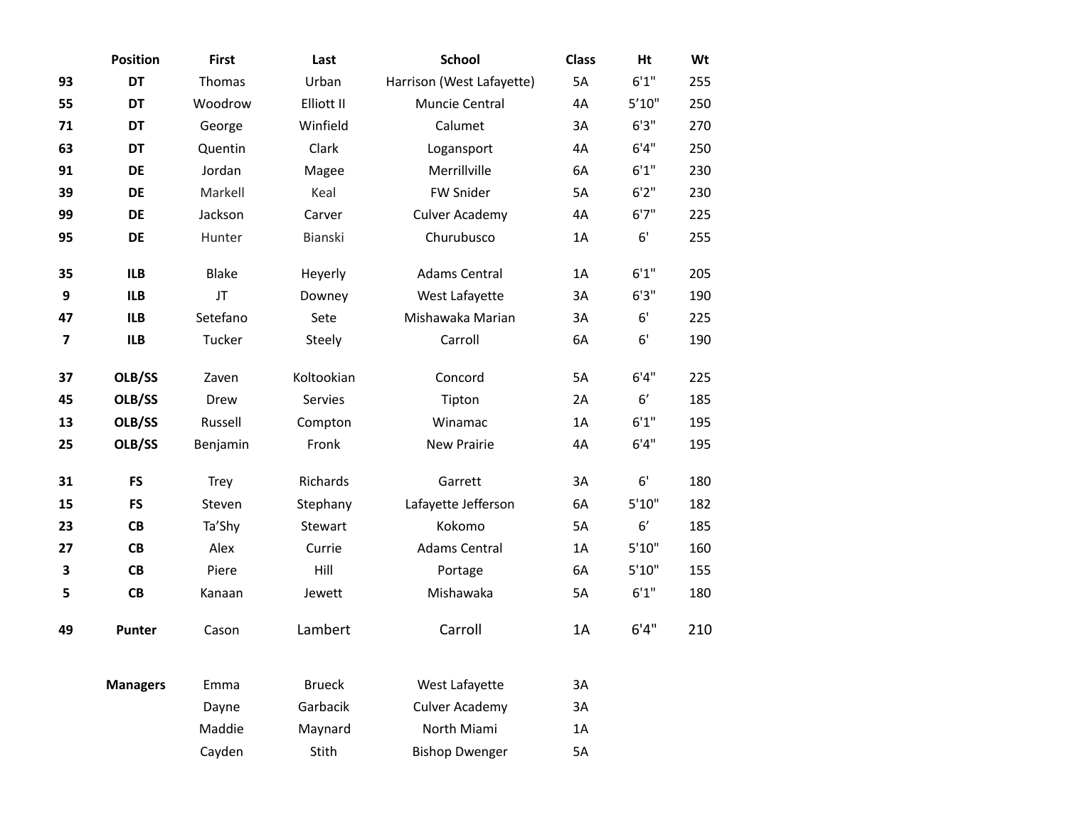| | Position | First | Last | School | Class | Ht | Wt |
|---|---|---|---|---|---|---|---|
| 93 | **DT** | Thomas | Urban | Harrison (West Lafayette) | 5A | 6'1" | 255 |
| 55 | **DT** | Woodrow | Elliott II | Muncie Central | 4A | 5’10" | 250 |
| 71 | **DT** | George | Winfield | Calumet | 3A | 6'3" | 270 |
| 63 | **DT** | Quentin | Clark | Logansport | 4A | 6'4" | 250 |
| 91 | **DE** | Jordan | Magee | Merrillville | 6A | 6'1" | 230 |
| 39 | **DE** | Markell | Keal | FW Snider | 5A | 6'2" | 230 |
| 99 | **DE** | Jackson | Carver | Culver Academy | 4A | 6'7" | 225 |
| 95 | **DE** | Hunter | Bianski | Churubusco | 1A | 6' | 255 |
| | | | | | | | |
| 35 | **ILB** | Blake | Heyerly | Adams Central | 1A | 6'1" | 205 |
| 9 | **ILB** | JT | Downey | West Lafayette | 3A | 6'3" | 190 |
| 47 | **ILB** | Setefano | Sete | Mishawaka Marian | 3A | 6' | 225 |
| 7 | **ILB** | Tucker | Steely | Carroll | 6A | 6' | 190 |
| | | | | | | | |
| 37 | **OLB/SS** | Zaven | Koltookian | Concord | 5A | 6'4" | 225 |
| 45 | **OLB/SS** | Drew | Servies | Tipton | 2A | 6’ | 185 |
| 13 | **OLB/SS** | Russell | Compton | Winamac | 1A | 6'1" | 195 |
| 25 | **OLB/SS** | Benjamin | Fronk | New Prairie | 4A | 6'4" | 195 |
| | | | | | | | |
| 31 | **FS** | Trey | Richards | Garrett | 3A | 6' | 180 |
| 15 | **FS** | Steven | Stephany | Lafayette Jefferson | 6A | 5'10" | 182 |
| 23 | **CB** | Ta’Shy | Stewart | Kokomo | 5A | 6’ | 185 |
| 27 | **CB** | Alex | Currie | Adams Central | 1A | 5'10" | 160 |
| 3 | **CB** | Piere | Hill | Portage | 6A | 5'10" | 155 |
| 5 | **CB** | Kanaan | Jewett | Mishawaka | 5A | 6'1" | 180 |
| | | | | | | | |
| 49 | **Punter** | Cason | Lambert | Carroll | 1A | 6'4" | 210 |
| | | | | | | | |
| | **Managers** | Emma | Brueck | West Lafayette | 3A | | |
| | | Dayne | Garbacik | Culver Academy | 3A | | |
| | | Maddie | Maynard | North Miami | 1A | | |
| | | Cayden | Stith | Bishop Dwenger | 5A | | |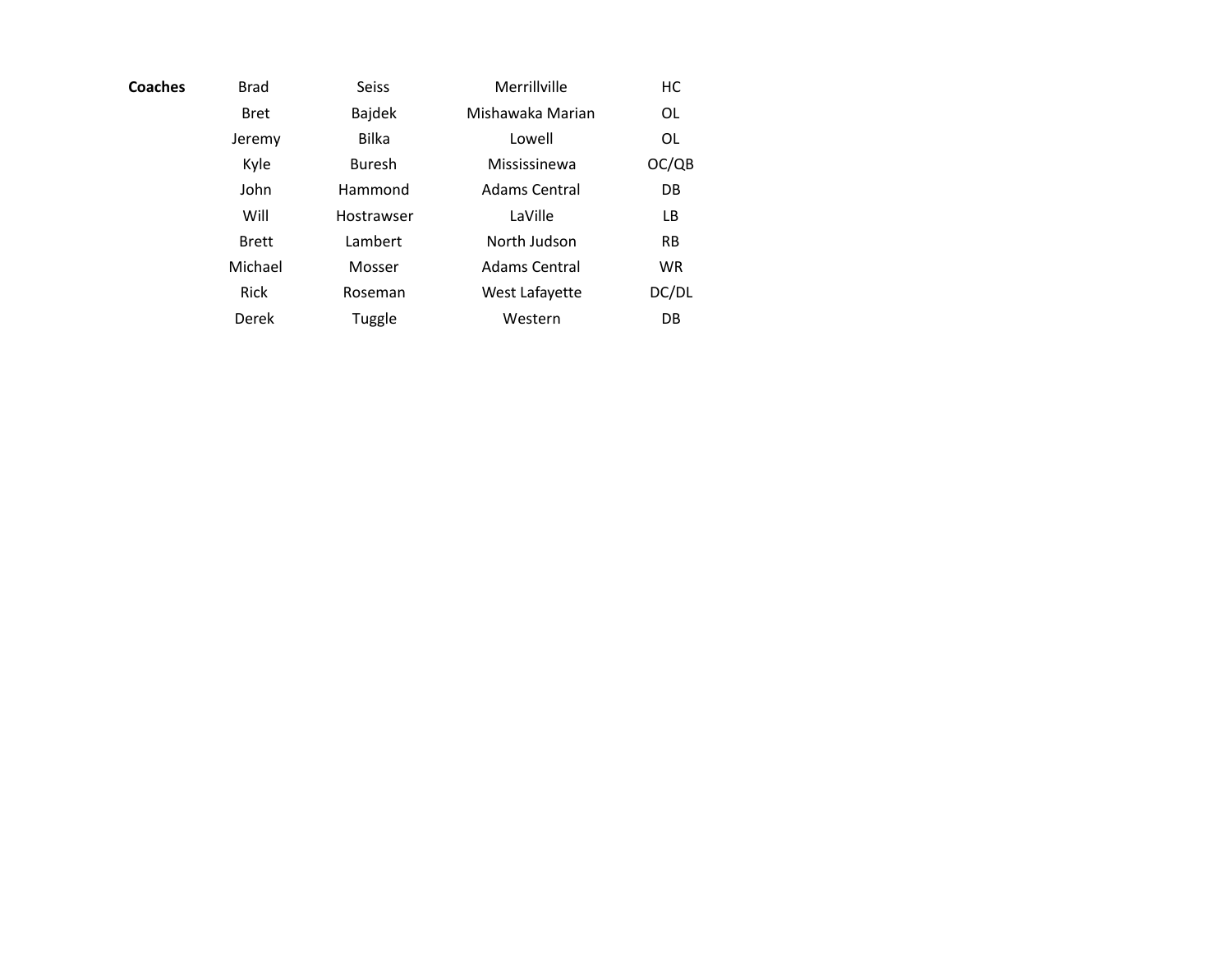| **Coaches** | Brad | Seiss | Merrillville | HC |
|---|---|---|---|---|
| | Bret | Bajdek | Mishawaka Marian | OL |
| | Jeremy | Bilka | Lowell | OL |
| | Kyle | Buresh | Mississinewa | OC/QB |
| | John | Hammond | Adams Central | DB |
| | Will | Hostrawser | LaVille | LB |
| | Brett | Lambert | North Judson | RB |
| | Michael | Mosser | Adams Central | WR |
| | Rick | Roseman | West Lafayette | DC/DL |
| | Derek | Tuggle | Western | DB |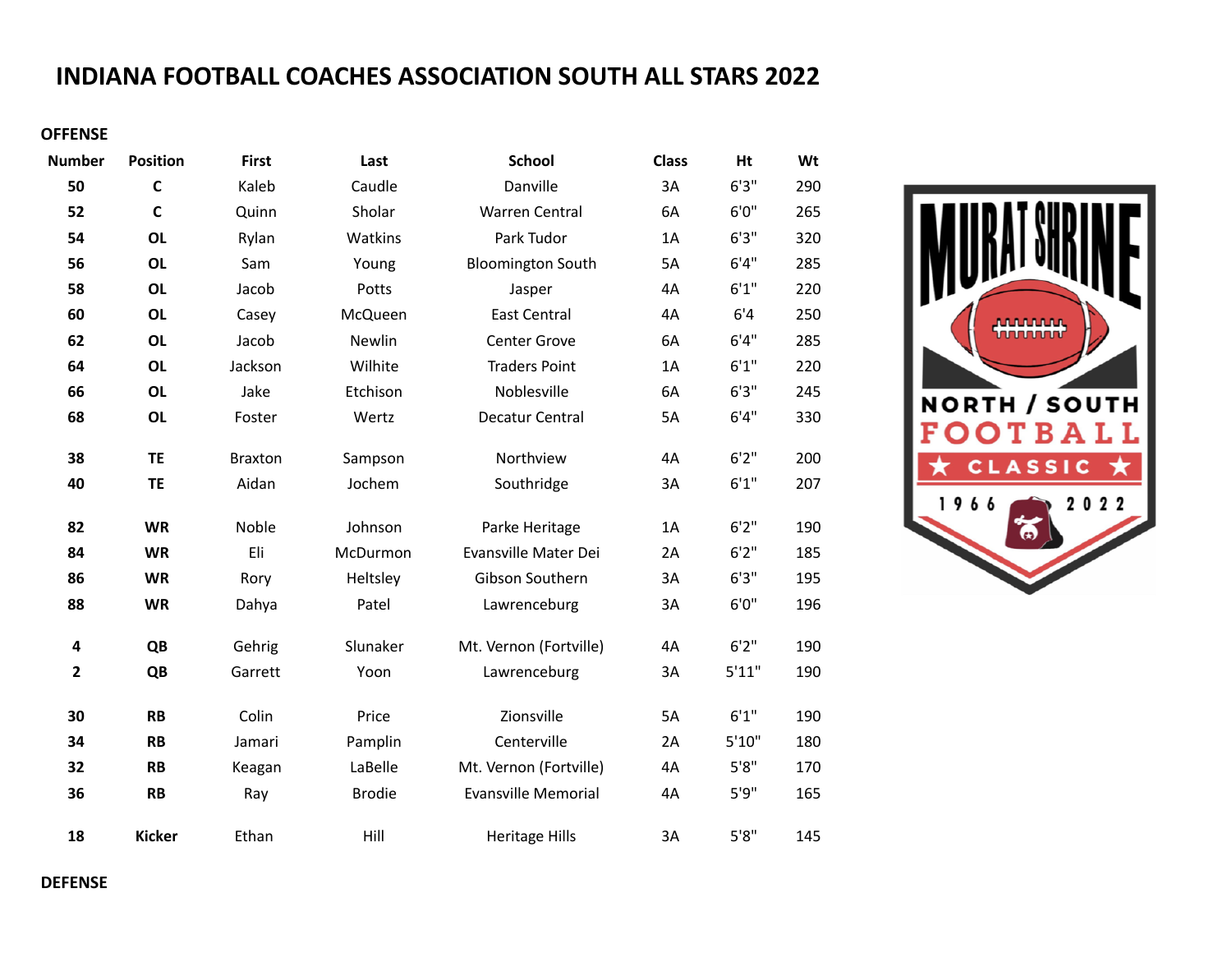# INDIANA FOOTBALL COACHES ASSOCIATION SOUTH ALL STARS 2022

**OFFENSE**

| Number | Position | First | Last | School | Class | Ht | Wt |
|---|---|---|---|---|---|---|---|
| 50 | C | Kaleb | Caudle | Danville | 3A | 6'3" | 290 |
| 52 | C | Quinn | Sholar | Warren Central | 6A | 6'0" | 265 |
| 54 | OL | Rylan | Watkins | Park Tudor | 1A | 6'3" | 320 |
| 56 | OL | Sam | Young | Bloomington South | 5A | 6'4" | 285 |
| 58 | OL | Jacob | Potts | Jasper | 4A | 6'1" | 220 |
| 60 | OL | Casey | McQueen | East Central | 4A | 6'4 | 250 |
| 62 | OL | Jacob | Newlin | Center Grove | 6A | 6'4" | 285 |
| 64 | OL | Jackson | Wilhite | Traders Point | 1A | 6'1" | 220 |
| 66 | OL | Jake | Etchison | Noblesville | 6A | 6'3" | 245 |
| 68 | OL | Foster | Wertz | Decatur Central | 5A | 6'4" | 330 |
| 38 | TE | Braxton | Sampson | Northview | 4A | 6'2" | 200 |
| 40 | TE | Aidan | Jochem | Southridge | 3A | 6'1" | 207 |
| 82 | WR | Noble | Johnson | Parke Heritage | 1A | 6'2" | 190 |
| 84 | WR | Eli | McDurmon | Evansville Mater Dei | 2A | 6'2" | 185 |
| 86 | WR | Rory | Heltsley | Gibson Southern | 3A | 6'3" | 195 |
| 88 | WR | Dahya | Patel | Lawrenceburg | 3A | 6'0" | 196 |
| 4 | QB | Gehrig | Slunaker | Mt. Vernon (Fortville) | 4A | 6'2" | 190 |
| 2 | QB | Garrett | Yoon | Lawrenceburg | 3A | 5'11" | 190 |
| 30 | RB | Colin | Price | Zionsville | 5A | 6'1" | 190 |
| 34 | RB | Jamari | Pamplin | Centerville | 2A | 5'10" | 180 |
| 32 | RB | Keagan | LaBelle | Mt. Vernon (Fortville) | 4A | 5'8" | 170 |
| 36 | RB | Ray | Brodie | Evansville Memorial | 4A | 5'9" | 165 |
| 18 | Kicker | Ethan | Hill | Heritage Hills | 3A | 5'8" | 145 |

MURAT SHRINE NORTH / SOUTH FOOTBALL CLASSIC 1966 2022

**DEFENSE**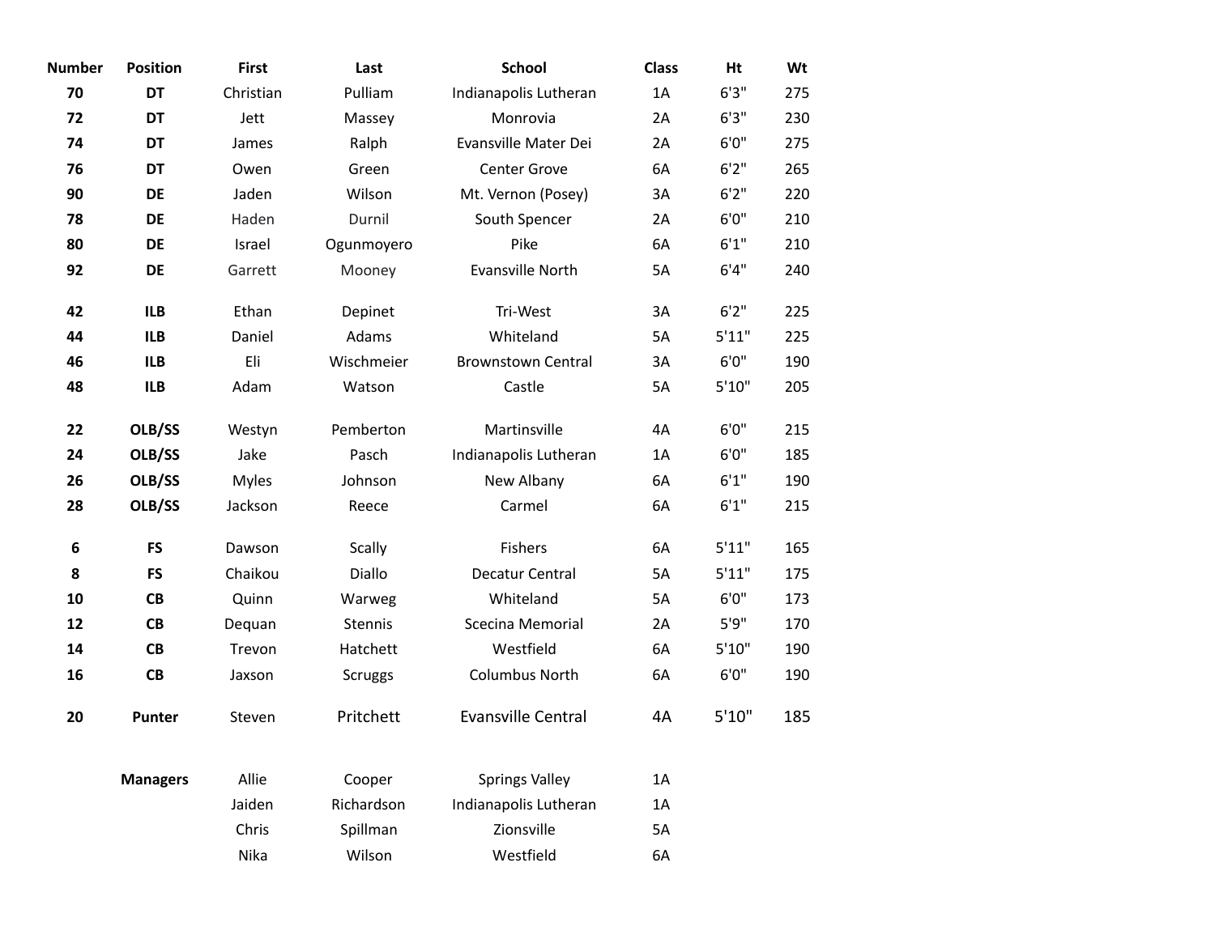| Number | Position | First | Last | School | Class | Ht | Wt |
|---|---|---|---|---|---|---|---|
| 70 | DT | Christian | Pulliam | Indianapolis Lutheran | 1A | 6'3" | 275 |
| 72 | DT | Jett | Massey | Monrovia | 2A | 6'3" | 230 |
| 74 | DT | James | Ralph | Evansville Mater Dei | 2A | 6'0" | 275 |
| 76 | DT | Owen | Green | Center Grove | 6A | 6'2" | 265 |
| 90 | DE | Jaden | Wilson | Mt. Vernon (Posey) | 3A | 6'2" | 220 |
| 78 | DE | Haden | Durnil | South Spencer | 2A | 6'0" | 210 |
| 80 | DE | Israel | Ogunmoyero | Pike | 6A | 6'1" | 210 |
| 92 | DE | Garrett | Mooney | Evansville North | 5A | 6'4" | 240 |
| 42 | ILB | Ethan | Depinet | Tri-West | 3A | 6'2" | 225 |
| 44 | ILB | Daniel | Adams | Whiteland | 5A | 5'11" | 225 |
| 46 | ILB | Eli | Wischmeier | Brownstown Central | 3A | 6'0" | 190 |
| 48 | ILB | Adam | Watson | Castle | 5A | 5'10" | 205 |
| 22 | OLB/SS | Westyn | Pemberton | Martinsville | 4A | 6'0" | 215 |
| 24 | OLB/SS | Jake | Pasch | Indianapolis Lutheran | 1A | 6'0" | 185 |
| 26 | OLB/SS | Myles | Johnson | New Albany | 6A | 6'1" | 190 |
| 28 | OLB/SS | Jackson | Reece | Carmel | 6A | 6'1" | 215 |
| 6 | FS | Dawson | Scally | Fishers | 6A | 5'11" | 165 |
| 8 | FS | Chaikou | Diallo | Decatur Central | 5A | 5'11" | 175 |
| 10 | CB | Quinn | Warweg | Whiteland | 5A | 6'0" | 173 |
| 12 | CB | Dequan | Stennis | Scecina Memorial | 2A | 5'9" | 170 |
| 14 | CB | Trevon | Hatchett | Westfield | 6A | 5'10" | 190 |
| 16 | CB | Jaxson | Scruggs | Columbus North | 6A | 6'0" | 190 |
| 20 | Punter | Steven | Pritchett | Evansville Central | 4A | 5'10" | 185 |
| | Managers | Allie | Cooper | Springs Valley | 1A | | |
| | | Jaiden | Richardson | Indianapolis Lutheran | 1A | | |
| | | Chris | Spillman | Zionsville | 5A | | |
| | | Nika | Wilson | Westfield | 6A | | |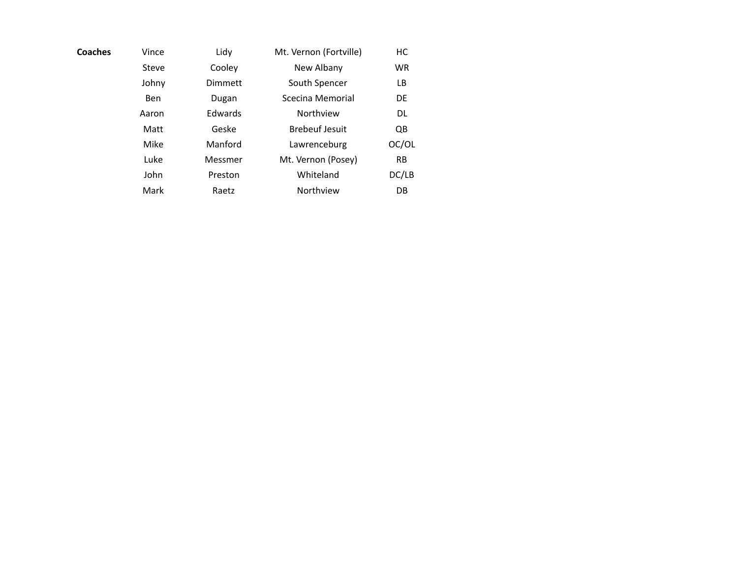| | | | | |
|---|---|---|---|---|
| **Coaches** | Vince | Lidy | Mt. Vernon (Fortville) | HC |
| | Steve | Cooley | New Albany | WR |
| | Johny | Dimmett | South Spencer | LB |
| | Ben | Dugan | Scecina Memorial | DE |
| | Aaron | Edwards | Northview | DL |
| | Matt | Geske | Brebeuf Jesuit | QB |
| | Mike | Manford | Lawrenceburg | OC/OL |
| | Luke | Messmer | Mt. Vernon (Posey) | RB |
| | John | Preston | Whiteland | DC/LB |
| | Mark | Raetz | Northview | DB |